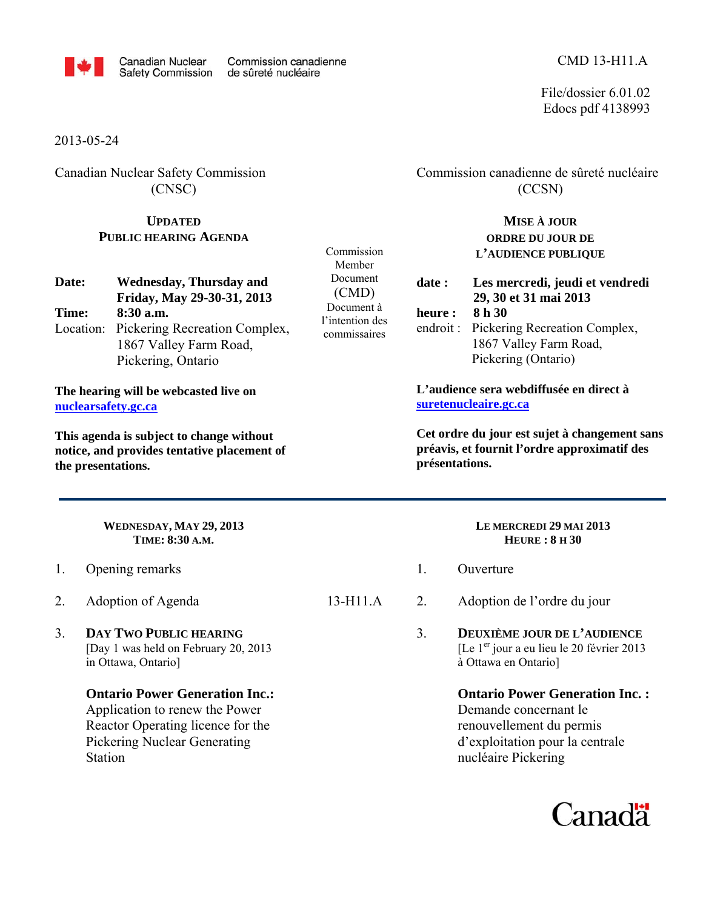Canadian Nuclear Safety Commission / Commission canadienne de sûreté nucléaire

CMD 13-H11.A

File/dossier 6.01.02
Edocs pdf 4138993

2013-05-24

Canadian Nuclear Safety Commission (CNSC)

## UPDATED PUBLIC HEARING AGENDA

**Date:** **Wednesday, Thursday and Friday, May 29-30-31, 2013**
**Time:** **8:30 a.m.**
Location: Pickering Recreation Complex, 1867 Valley Farm Road, Pickering, Ontario

**The hearing will be webcasted live on [nuclearsafety.gc.ca](nuclearsafety.gc.ca)**

**This agenda is subject to change without notice, and provides tentative placement of the presentations.**

Commission Member Document (CMD)

Commission canadienne de sûreté nucléaire (CCSN)

## MISE À JOUR ORDRE DU JOUR DE L'AUDIENCE PUBLIQUE

**date :** **Les mercredi, jeudi et vendredi 29, 30 et 31 mai 2013**
**heure :** **8 h 30**
endroit : Pickering Recreation Complex, 1867 Valley Farm Road, Pickering (Ontario)

**L'audience sera webdiffusée en direct à [suretenucleaire.gc.ca](suretenucleaire.gc.ca)**

**Cet ordre du jour est sujet à changement sans préavis, et fournit l'ordre approximatif des présentations.**

Document à l'intention des commissaires

---

### WEDNESDAY, MAY 29, 2013 — TIME: 8:30 A.M.

1. Opening remarks
2. Adoption of Agenda — 13-H11.A
3. **DAY TWO PUBLIC HEARING**
   [Day 1 was held on February 20, 2013 in Ottawa, Ontario]

   **Ontario Power Generation Inc.:**
   Application to renew the Power Reactor Operating licence for the Pickering Nuclear Generating Station

### LE MERCREDI 29 MAI 2013 — HEURE : 8 H 30

1. Ouverture
2. Adoption de l'ordre du jour
3. **DEUXIÈME JOUR DE L'AUDIENCE**
   [Le 1er jour a eu lieu le 20 février 2013 à Ottawa en Ontario]

   **Ontario Power Generation Inc. :**
   Demande concernant le renouvellement du permis d'exploitation pour la centrale nucléaire Pickering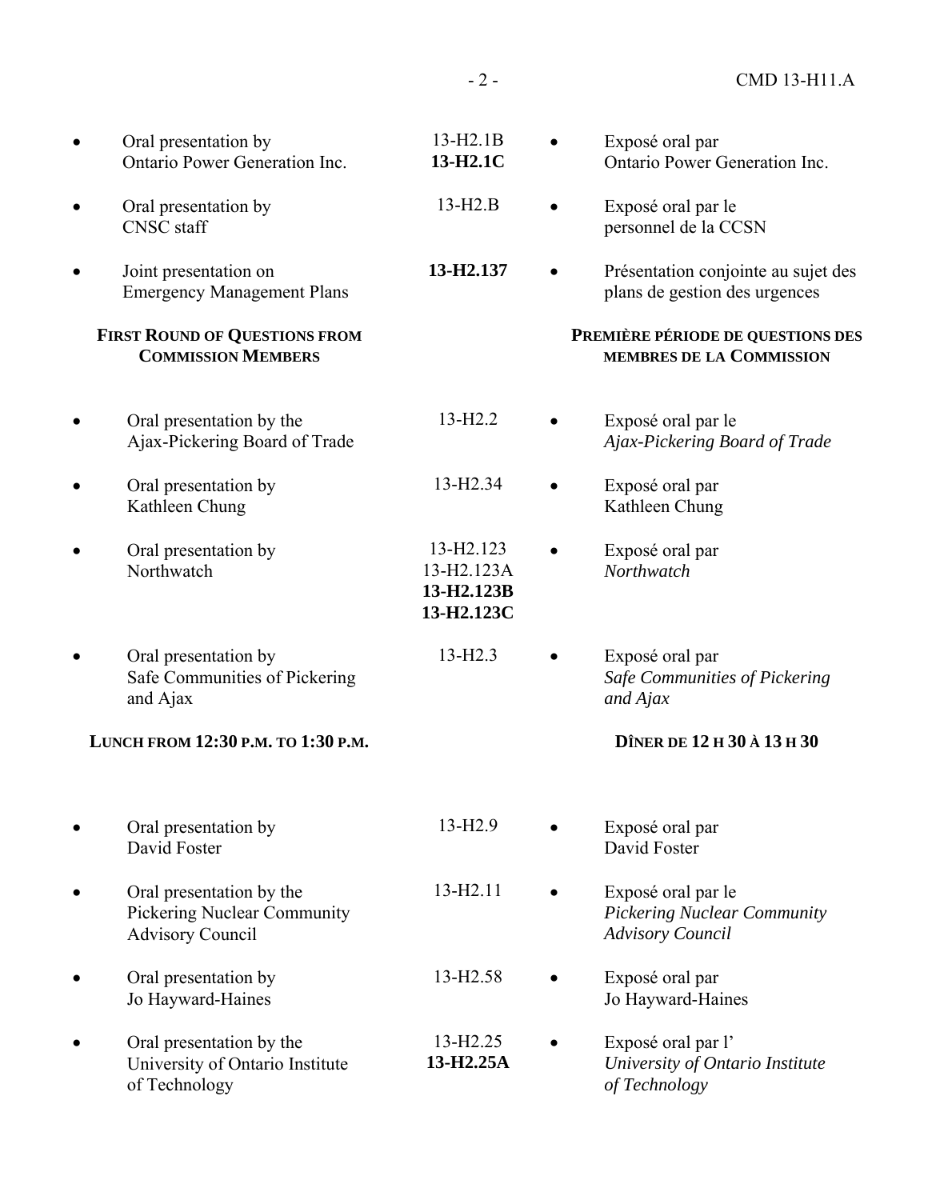| English | CMD | Français |
|---|---|---|
| • Oral presentation by Ontario Power Generation Inc. | 13-H2.1B **13-H2.1C** | • Exposé oral par Ontario Power Generation Inc. |
| • Oral presentation by CNSC staff | 13-H2.B | • Exposé oral par le personnel de la CCSN |
| • Joint presentation on Emergency Management Plans | **13-H2.137** | • Présentation conjointe au sujet des plans de gestion des urgences |
| **FIRST ROUND OF QUESTIONS FROM COMMISSION MEMBERS** | | **PREMIÈRE PÉRIODE DE QUESTIONS DES MEMBRES DE LA COMMISSION** |
| • Oral presentation by the Ajax-Pickering Board of Trade | 13-H2.2 | • Exposé oral par le *Ajax-Pickering Board of Trade* |
| • Oral presentation by Kathleen Chung | 13-H2.34 | • Exposé oral par Kathleen Chung |
| • Oral presentation by Northwatch | 13-H2.123 13-H2.123A **13-H2.123B** **13-H2.123C** | • Exposé oral par *Northwatch* |
| • Oral presentation by Safe Communities of Pickering and Ajax | 13-H2.3 | • Exposé oral par *Safe Communities of Pickering and Ajax* |
| **LUNCH FROM 12:30 P.M. TO 1:30 P.M.** | | **DÎNER DE 12 H 30 À 13 H 30** |
| • Oral presentation by David Foster | 13-H2.9 | • Exposé oral par David Foster |
| • Oral presentation by the Pickering Nuclear Community Advisory Council | 13-H2.11 | • Exposé oral par le *Pickering Nuclear Community Advisory Council* |
| • Oral presentation by Jo Hayward-Haines | 13-H2.58 | • Exposé oral par Jo Hayward-Haines |
| • Oral presentation by the University of Ontario Institute of Technology | 13-H2.25 **13-H2.25A** | • Exposé oral par l' *University of Ontario Institute of Technology* |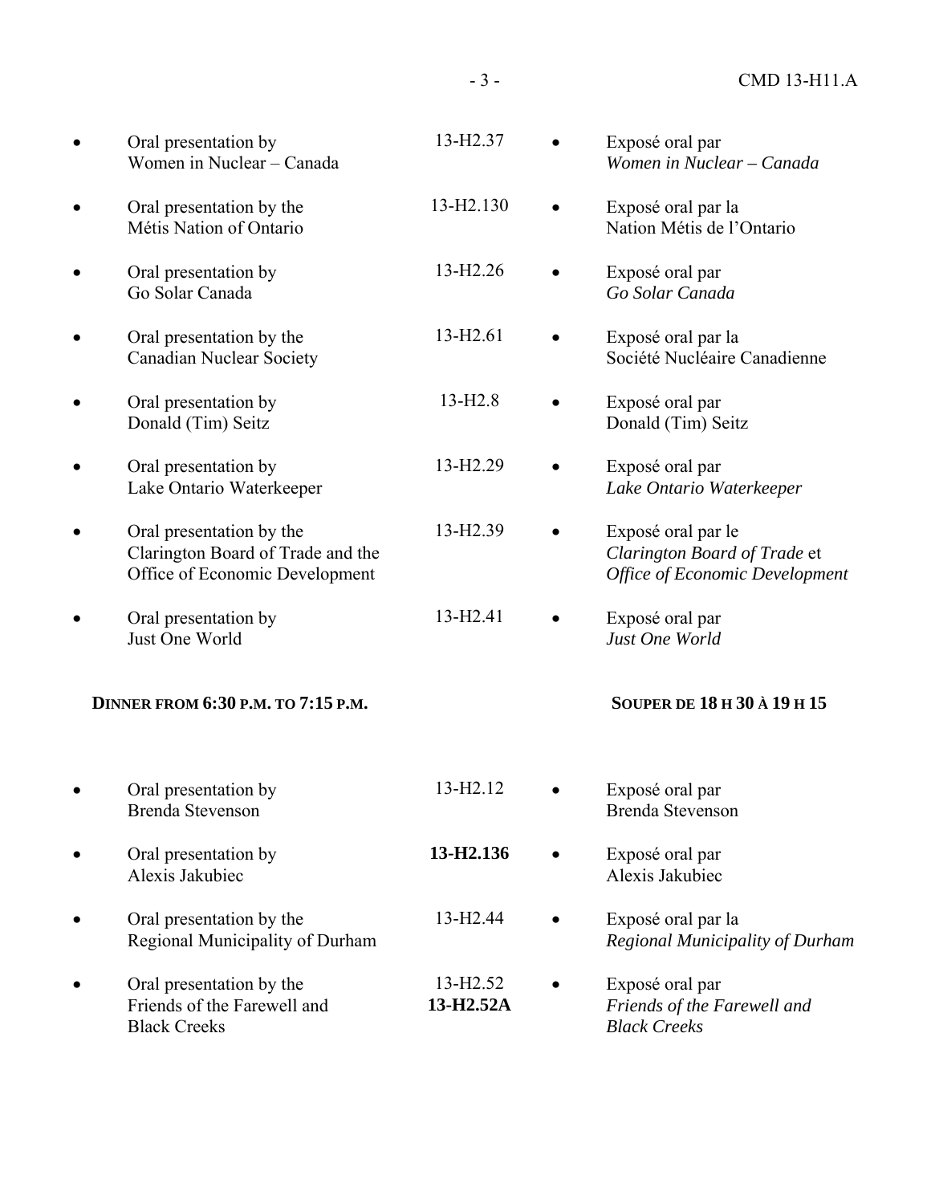| | | |
|---|---|---|
| • Oral presentation by Women in Nuclear – Canada | 13-H2.37 | • Exposé oral par *Women in Nuclear – Canada* |
| • Oral presentation by the Métis Nation of Ontario | 13-H2.130 | • Exposé oral par la Nation Métis de l'Ontario |
| • Oral presentation by Go Solar Canada | 13-H2.26 | • Exposé oral par *Go Solar Canada* |
| • Oral presentation by the Canadian Nuclear Society | 13-H2.61 | • Exposé oral par la Société Nucléaire Canadienne |
| • Oral presentation by Donald (Tim) Seitz | 13-H2.8 | • Exposé oral par Donald (Tim) Seitz |
| • Oral presentation by Lake Ontario Waterkeeper | 13-H2.29 | • Exposé oral par *Lake Ontario Waterkeeper* |
| • Oral presentation by the Clarington Board of Trade and the Office of Economic Development | 13-H2.39 | • Exposé oral par le *Clarington Board of Trade* et *Office of Economic Development* |
| • Oral presentation by Just One World | 13-H2.41 | • Exposé oral par *Just One World* |

**DINNER FROM 6:30 P.M. TO 7:15 P.M.** | **SOUPER DE 18 H 30 À 19 H 15**

| | | |
|---|---|---|
| • Oral presentation by Brenda Stevenson | 13-H2.12 | • Exposé oral par Brenda Stevenson |
| • Oral presentation by Alexis Jakubiec | **13-H2.136** | • Exposé oral par Alexis Jakubiec |
| • Oral presentation by the Regional Municipality of Durham | 13-H2.44 | • Exposé oral par la *Regional Municipality of Durham* |
| • Oral presentation by the Friends of the Farewell and Black Creeks | 13-H2.52 **13-H2.52A** | • Exposé oral par *Friends of the Farewell and Black Creeks* |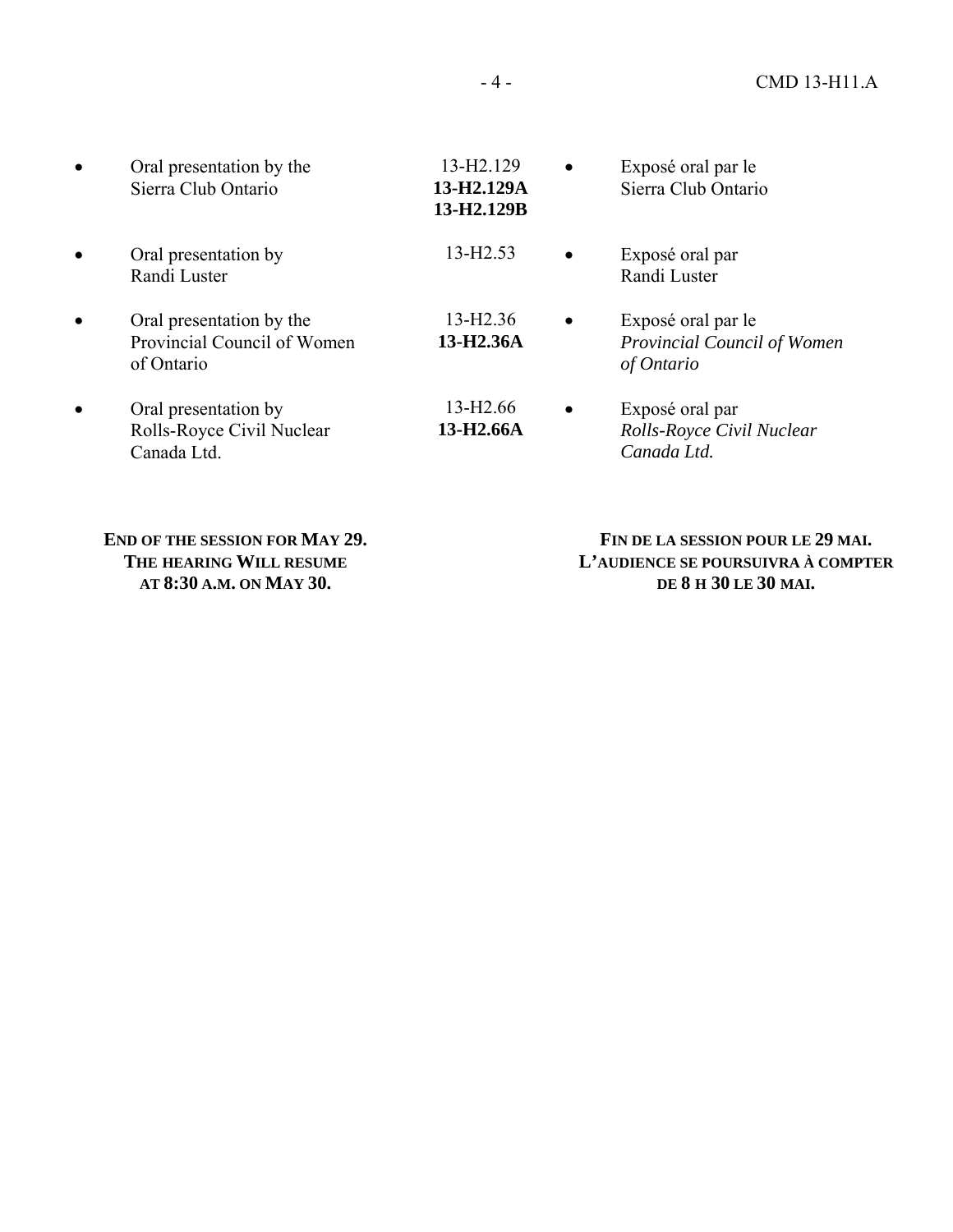| | | |
|---|---|---|
| • Oral presentation by the Sierra Club Ontario | 13-H2.129<br>**13-H2.129A**<br>**13-H2.129B** | • Exposé oral par le Sierra Club Ontario |
| • Oral presentation by Randi Luster | 13-H2.53 | • Exposé oral par Randi Luster |
| • Oral presentation by the Provincial Council of Women of Ontario | 13-H2.36<br>**13-H2.36A** | • Exposé oral par le *Provincial Council of Women of Ontario* |
| • Oral presentation by Rolls-Royce Civil Nuclear Canada Ltd. | 13-H2.66<br>**13-H2.66A** | • Exposé oral par *Rolls-Royce Civil Nuclear Canada Ltd.* |

**END OF THE SESSION FOR MAY 29. THE HEARING WILL RESUME AT 8:30 A.M. ON MAY 30.**

**FIN DE LA SESSION POUR LE 29 MAI. L'AUDIENCE SE POURSUIVRA À COMPTER DE 8 H 30 LE 30 MAI.**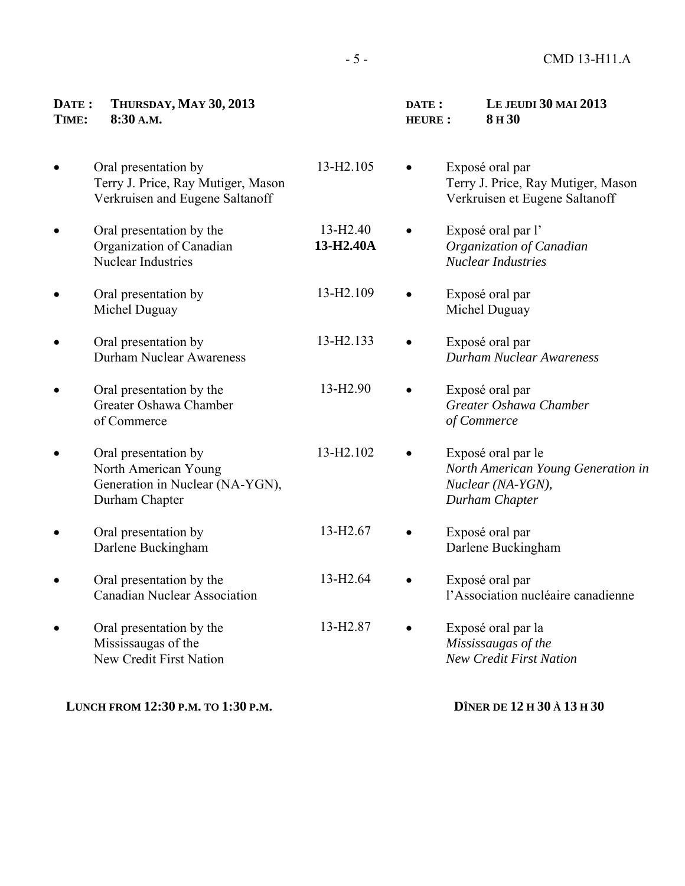**DATE : THURSDAY, MAY 30, 2013**
**TIME: 8:30 A.M.**

**DATE : LE JEUDI 30 MAI 2013**
**HEURE : 8 H 30**

| | CMD | |
|---|---|---|
| Oral presentation by Terry J. Price, Ray Mutiger, Mason Verkruisen and Eugene Saltanoff | 13-H2.105 | Exposé oral par Terry J. Price, Ray Mutiger, Mason Verkruisen et Eugene Saltanoff |
| Oral presentation by the Organization of Canadian Nuclear Industries | 13-H2.40 **13-H2.40A** | Exposé oral par l' *Organization of Canadian Nuclear Industries* |
| Oral presentation by Michel Duguay | 13-H2.109 | Exposé oral par Michel Duguay |
| Oral presentation by Durham Nuclear Awareness | 13-H2.133 | Exposé oral par *Durham Nuclear Awareness* |
| Oral presentation by the Greater Oshawa Chamber of Commerce | 13-H2.90 | Exposé oral par *Greater Oshawa Chamber of Commerce* |
| Oral presentation by North American Young Generation in Nuclear (NA-YGN), Durham Chapter | 13-H2.102 | Exposé oral par le *North American Young Generation in Nuclear (NA-YGN), Durham Chapter* |
| Oral presentation by Darlene Buckingham | 13-H2.67 | Exposé oral par Darlene Buckingham |
| Oral presentation by the Canadian Nuclear Association | 13-H2.64 | Exposé oral par l'Association nucléaire canadienne |
| Oral presentation by the Mississaugas of the New Credit First Nation | 13-H2.87 | Exposé oral par la *Mississaugas of the New Credit First Nation* |

**LUNCH FROM 12:30 P.M. TO 1:30 P.M.**

**DÎNER DE 12 H 30 À 13 H 30**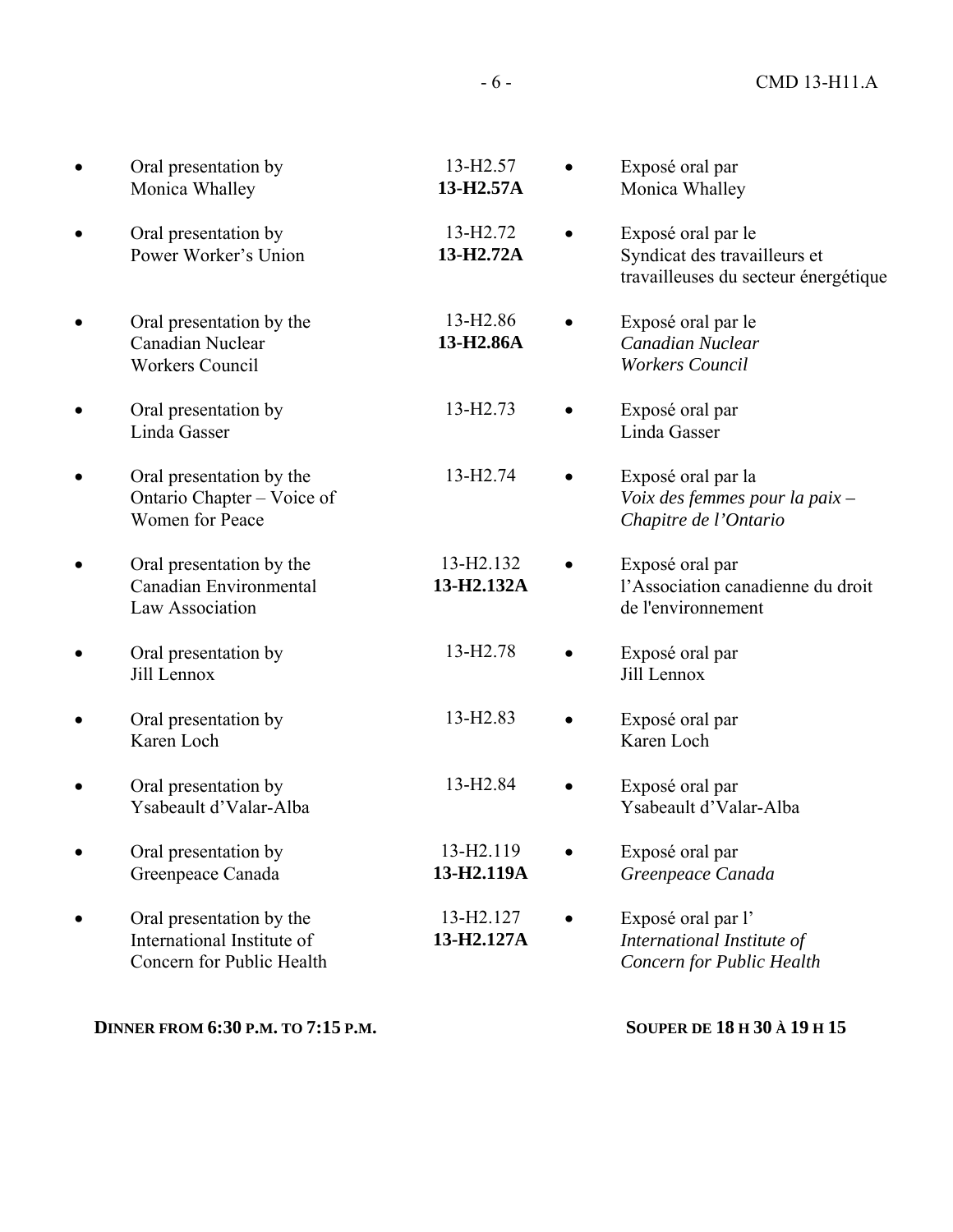| | | |
|---|---|---|
| • Oral presentation by Monica Whalley | 13-H2.57<br>**13-H2.57A** | • Exposé oral par Monica Whalley |
| • Oral presentation by Power Worker's Union | 13-H2.72<br>**13-H2.72A** | • Exposé oral par le Syndicat des travailleurs et travailleuses du secteur énergétique |
| • Oral presentation by the Canadian Nuclear Workers Council | 13-H2.86<br>**13-H2.86A** | • Exposé oral par le *Canadian Nuclear Workers Council* |
| • Oral presentation by Linda Gasser | 13-H2.73 | • Exposé oral par Linda Gasser |
| • Oral presentation by the Ontario Chapter – Voice of Women for Peace | 13-H2.74 | • Exposé oral par la *Voix des femmes pour la paix – Chapitre de l'Ontario* |
| • Oral presentation by the Canadian Environmental Law Association | 13-H2.132<br>**13-H2.132A** | • Exposé oral par l'Association canadienne du droit de l'environnement |
| • Oral presentation by Jill Lennox | 13-H2.78 | • Exposé oral par Jill Lennox |
| • Oral presentation by Karen Loch | 13-H2.83 | • Exposé oral par Karen Loch |
| • Oral presentation by Ysabeault d'Valar-Alba | 13-H2.84 | • Exposé oral par Ysabeault d'Valar-Alba |
| • Oral presentation by Greenpeace Canada | 13-H2.119<br>**13-H2.119A** | • Exposé oral par *Greenpeace Canada* |
| • Oral presentation by the International Institute of Concern for Public Health | 13-H2.127<br>**13-H2.127A** | • Exposé oral par l' *International Institute of Concern for Public Health* |

**DINNER FROM 6:30 P.M. TO 7:15 P.M.** | **SOUPER DE 18 H 30 À 19 H 15**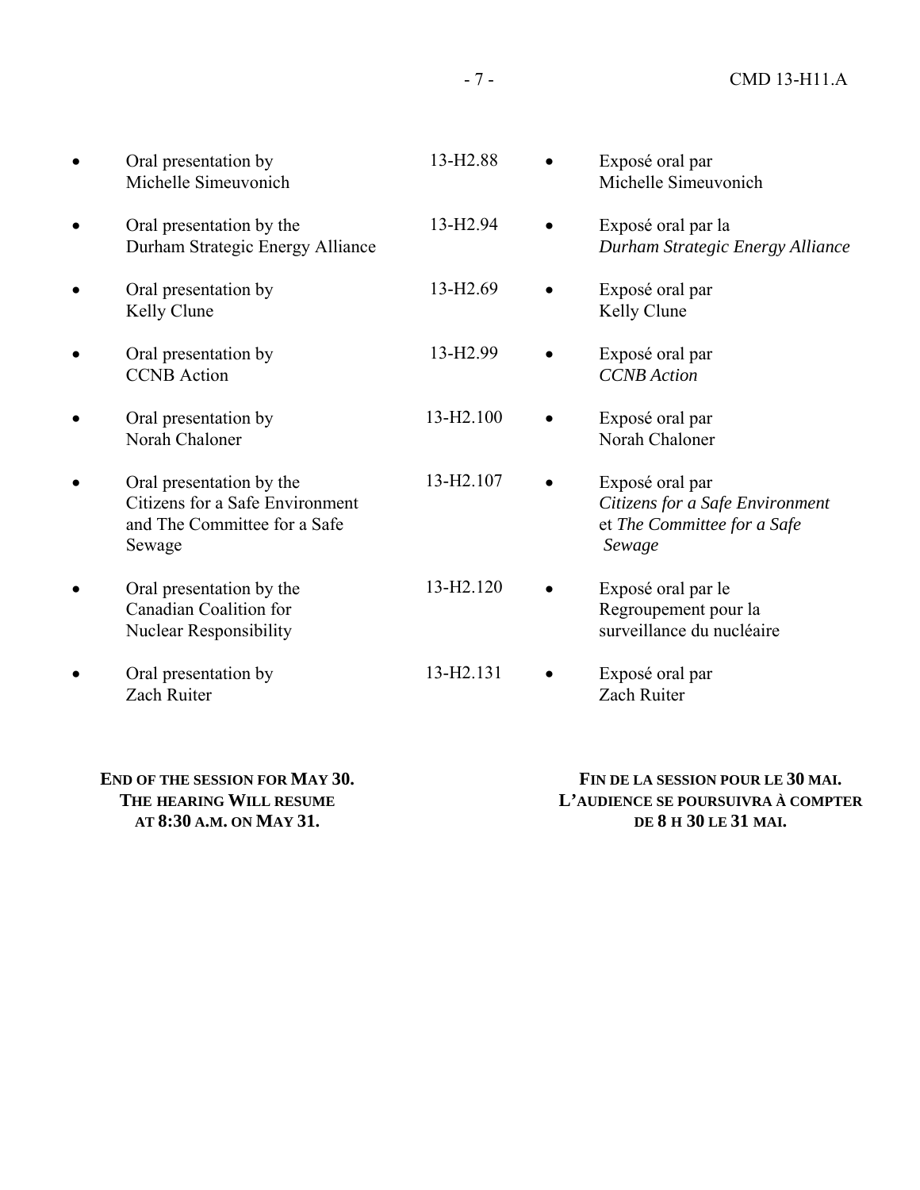- Oral presentation by Michelle Simeuvonich — 13-H2.88
- Oral presentation by the Durham Strategic Energy Alliance — 13-H2.94
- Oral presentation by Kelly Clune — 13-H2.69
- Oral presentation by CCNB Action — 13-H2.99
- Oral presentation by Norah Chaloner — 13-H2.100
- Oral presentation by the Citizens for a Safe Environment and The Committee for a Safe Sewage — 13-H2.107
- Oral presentation by the Canadian Coalition for Nuclear Responsibility — 13-H2.120
- Oral presentation by Zach Ruiter — 13-H2.131

**END OF THE SESSION FOR MAY 30. THE HEARING WILL RESUME AT 8:30 A.M. ON MAY 31.**

- Exposé oral par Michelle Simeuvonich
- Exposé oral par la *Durham Strategic Energy Alliance*
- Exposé oral par Kelly Clune
- Exposé oral par *CCNB Action*
- Exposé oral par Norah Chaloner
- Exposé oral par *Citizens for a Safe Environment* et *The Committee for a Safe Sewage*
- Exposé oral par le Regroupement pour la surveillance du nucléaire
- Exposé oral par Zach Ruiter

**FIN DE LA SESSION POUR LE 30 MAI. L'AUDIENCE SE POURSUIVRA À COMPTER DE 8 H 30 LE 31 MAI.**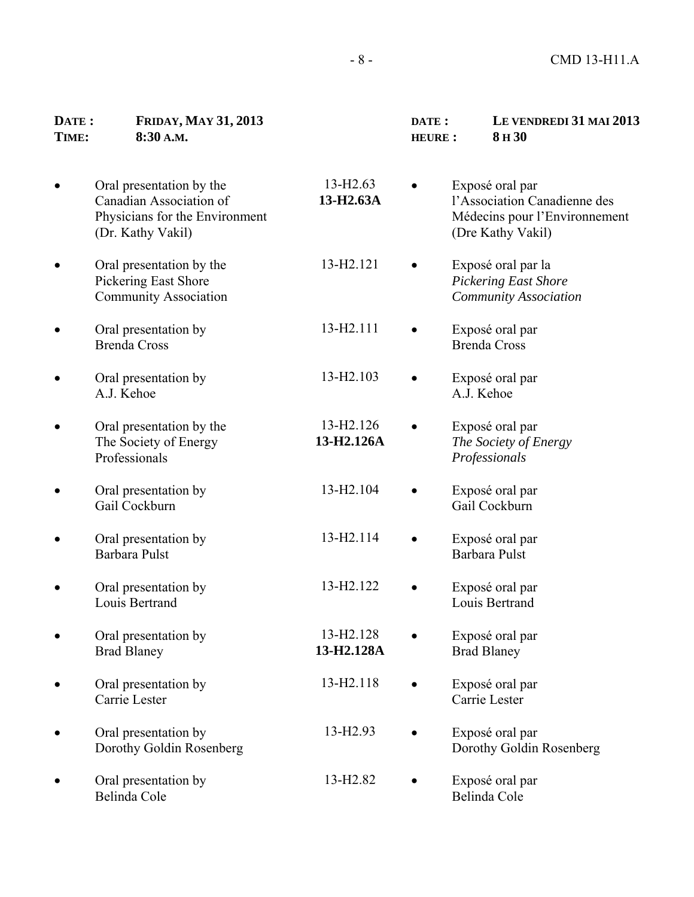| **DATE :** | **FRIDAY, MAY 31, 2013** | | **DATE :** | **LE VENDREDI 31 MAI 2013** |
|---|---|---|---|---|
| **TIME:** | **8:30 A.M.** | | **HEURE :** | **8 H 30** |

| English | Document | Français |
|---|---|---|
| • Oral presentation by the Canadian Association of Physicians for the Environment (Dr. Kathy Vakil) | 13-H2.63<br>**13-H2.63A** | • Exposé oral par l'Association Canadienne des Médecins pour l'Environnement (Dre Kathy Vakil) |
| • Oral presentation by the Pickering East Shore Community Association | 13-H2.121 | • Exposé oral par la *Pickering East Shore Community Association* |
| • Oral presentation by Brenda Cross | 13-H2.111 | • Exposé oral par Brenda Cross |
| • Oral presentation by A.J. Kehoe | 13-H2.103 | • Exposé oral par A.J. Kehoe |
| • Oral presentation by the The Society of Energy Professionals | 13-H2.126<br>**13-H2.126A** | • Exposé oral par *The Society of Energy Professionals* |
| • Oral presentation by Gail Cockburn | 13-H2.104 | • Exposé oral par Gail Cockburn |
| • Oral presentation by Barbara Pulst | 13-H2.114 | • Exposé oral par Barbara Pulst |
| • Oral presentation by Louis Bertrand | 13-H2.122 | • Exposé oral par Louis Bertrand |
| • Oral presentation by Brad Blaney | 13-H2.128<br>**13-H2.128A** | • Exposé oral par Brad Blaney |
| • Oral presentation by Carrie Lester | 13-H2.118 | • Exposé oral par Carrie Lester |
| • Oral presentation by Dorothy Goldin Rosenberg | 13-H2.93 | • Exposé oral par Dorothy Goldin Rosenberg |
| • Oral presentation by Belinda Cole | 13-H2.82 | • Exposé oral par Belinda Cole |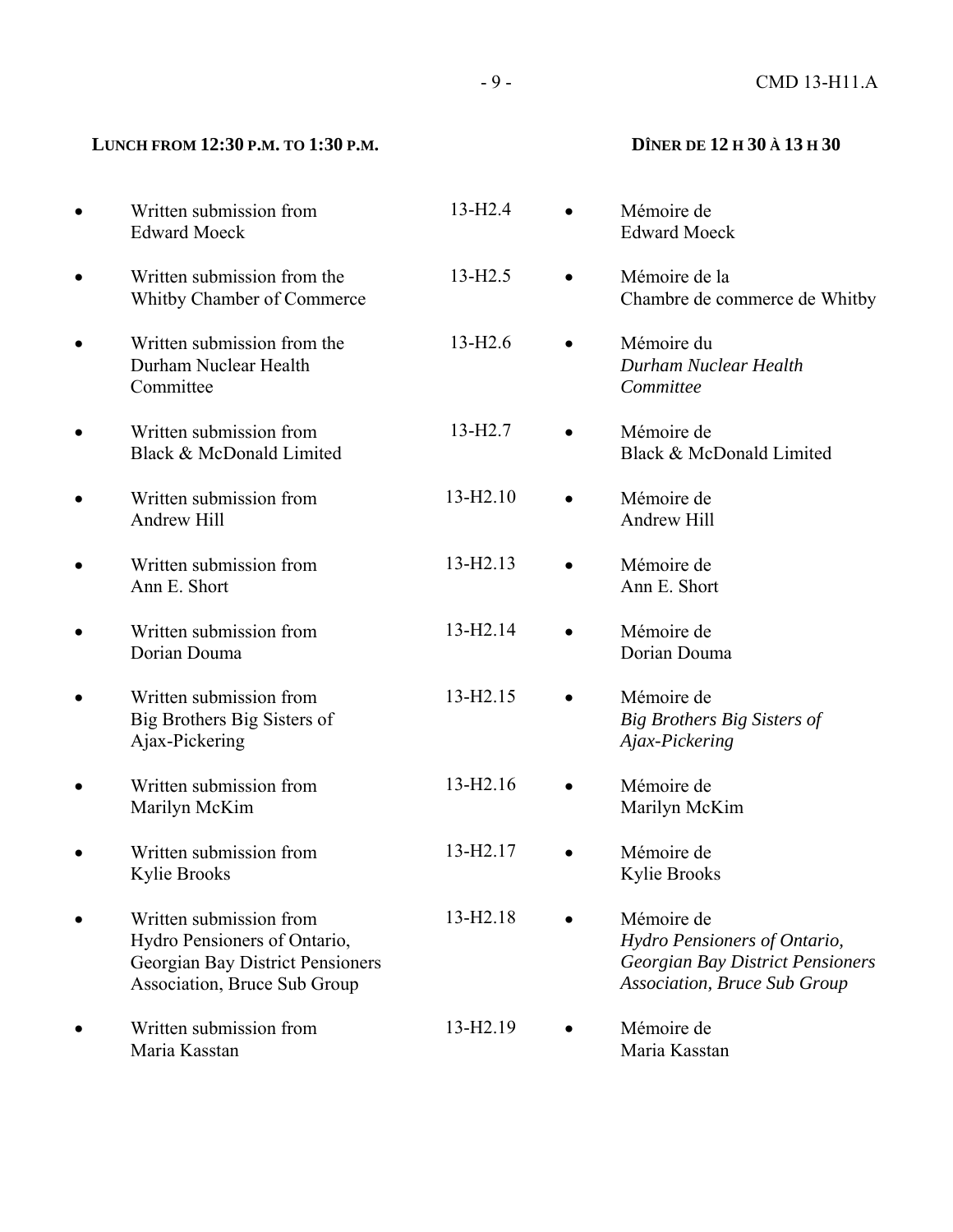**LUNCH FROM 12:30 P.M. TO 1:30 P.M.** | **DÎNER DE 12 H 30 À 13 H 30**

| English | Document | Français |
|---|---|---|
| • Written submission from Edward Moeck | 13-H2.4 | • Mémoire de Edward Moeck |
| • Written submission from the Whitby Chamber of Commerce | 13-H2.5 | • Mémoire de la Chambre de commerce de Whitby |
| • Written submission from the Durham Nuclear Health Committee | 13-H2.6 | • Mémoire du *Durham Nuclear Health Committee* |
| • Written submission from Black & McDonald Limited | 13-H2.7 | • Mémoire de Black & McDonald Limited |
| • Written submission from Andrew Hill | 13-H2.10 | • Mémoire de Andrew Hill |
| • Written submission from Ann E. Short | 13-H2.13 | • Mémoire de Ann E. Short |
| • Written submission from Dorian Douma | 13-H2.14 | • Mémoire de Dorian Douma |
| • Written submission from Big Brothers Big Sisters of Ajax-Pickering | 13-H2.15 | • Mémoire de *Big Brothers Big Sisters of Ajax-Pickering* |
| • Written submission from Marilyn McKim | 13-H2.16 | • Mémoire de Marilyn McKim |
| • Written submission from Kylie Brooks | 13-H2.17 | • Mémoire de Kylie Brooks |
| • Written submission from Hydro Pensioners of Ontario, Georgian Bay District Pensioners Association, Bruce Sub Group | 13-H2.18 | • Mémoire de *Hydro Pensioners of Ontario, Georgian Bay District Pensioners Association, Bruce Sub Group* |
| • Written submission from Maria Kasstan | 13-H2.19 | • Mémoire de Maria Kasstan |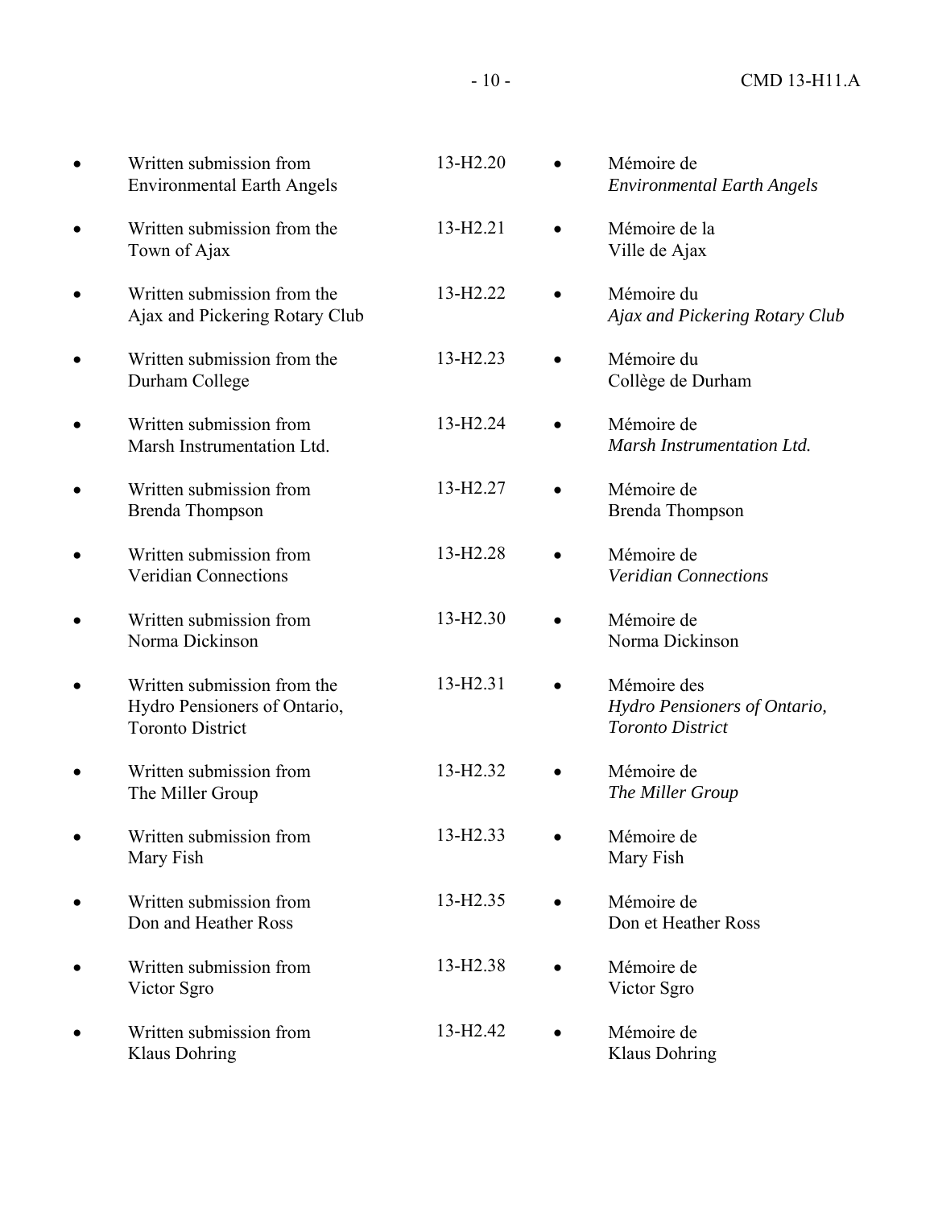| | | | |
|---|---|---|---|
| • Written submission from Environmental Earth Angels | 13-H2.20 | • Mémoire de *Environmental Earth Angels* |
| • Written submission from the Town of Ajax | 13-H2.21 | • Mémoire de la Ville de Ajax |
| • Written submission from the Ajax and Pickering Rotary Club | 13-H2.22 | • Mémoire du *Ajax and Pickering Rotary Club* |
| • Written submission from the Durham College | 13-H2.23 | • Mémoire du Collège de Durham |
| • Written submission from Marsh Instrumentation Ltd. | 13-H2.24 | • Mémoire de *Marsh Instrumentation Ltd.* |
| • Written submission from Brenda Thompson | 13-H2.27 | • Mémoire de Brenda Thompson |
| • Written submission from Veridian Connections | 13-H2.28 | • Mémoire de *Veridian Connections* |
| • Written submission from Norma Dickinson | 13-H2.30 | • Mémoire de Norma Dickinson |
| • Written submission from the Hydro Pensioners of Ontario, Toronto District | 13-H2.31 | • Mémoire des *Hydro Pensioners of Ontario, Toronto District* |
| • Written submission from The Miller Group | 13-H2.32 | • Mémoire de *The Miller Group* |
| • Written submission from Mary Fish | 13-H2.33 | • Mémoire de Mary Fish |
| • Written submission from Don and Heather Ross | 13-H2.35 | • Mémoire de Don et Heather Ross |
| • Written submission from Victor Sgro | 13-H2.38 | • Mémoire de Victor Sgro |
| • Written submission from Klaus Dohring | 13-H2.42 | • Mémoire de Klaus Dohring |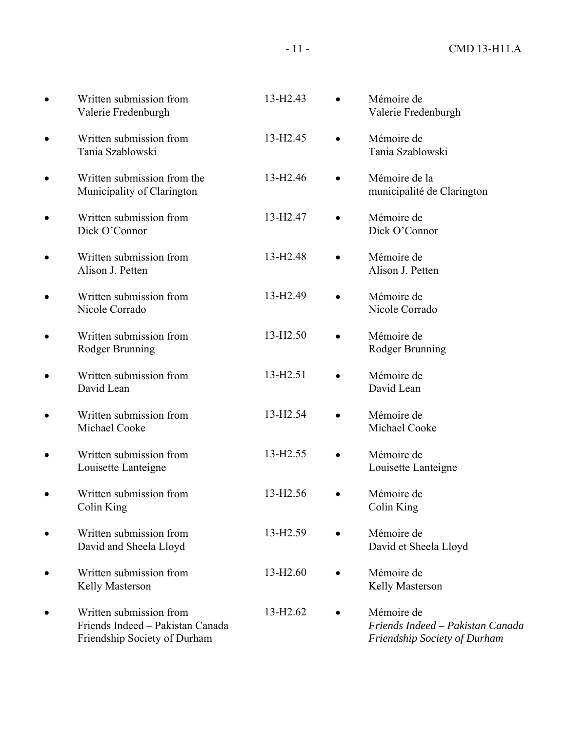- Written submission from Valerie Fredenburgh — 13-H2.43 — Mémoire de Valerie Fredenburgh
- Written submission from Tania Szablowski — 13-H2.45 — Mémoire de Tania Szablowski
- Written submission from the Municipality of Clarington — 13-H2.46 — Mémoire de la municipalité de Clarington
- Written submission from Dick O'Connor — 13-H2.47 — Mémoire de Dick O'Connor
- Written submission from Alison J. Petten — 13-H2.48 — Mémoire de Alison J. Petten
- Written submission from Nicole Corrado — 13-H2.49 — Mémoire de Nicole Corrado
- Written submission from Rodger Brunning — 13-H2.50 — Mémoire de Rodger Brunning
- Written submission from David Lean — 13-H2.51 — Mémoire de David Lean
- Written submission from Michael Cooke — 13-H2.54 — Mémoire de Michael Cooke
- Written submission from Louisette Lanteigne — 13-H2.55 — Mémoire de Louisette Lanteigne
- Written submission from Colin King — 13-H2.56 — Mémoire de Colin King
- Written submission from David and Sheela Lloyd — 13-H2.59 — Mémoire de David et Sheela Lloyd
- Written submission from Kelly Masterson — 13-H2.60 — Mémoire de Kelly Masterson
- Written submission from Friends Indeed – Pakistan Canada Friendship Society of Durham — 13-H2.62 — Mémoire de *Friends Indeed – Pakistan Canada Friendship Society of Durham*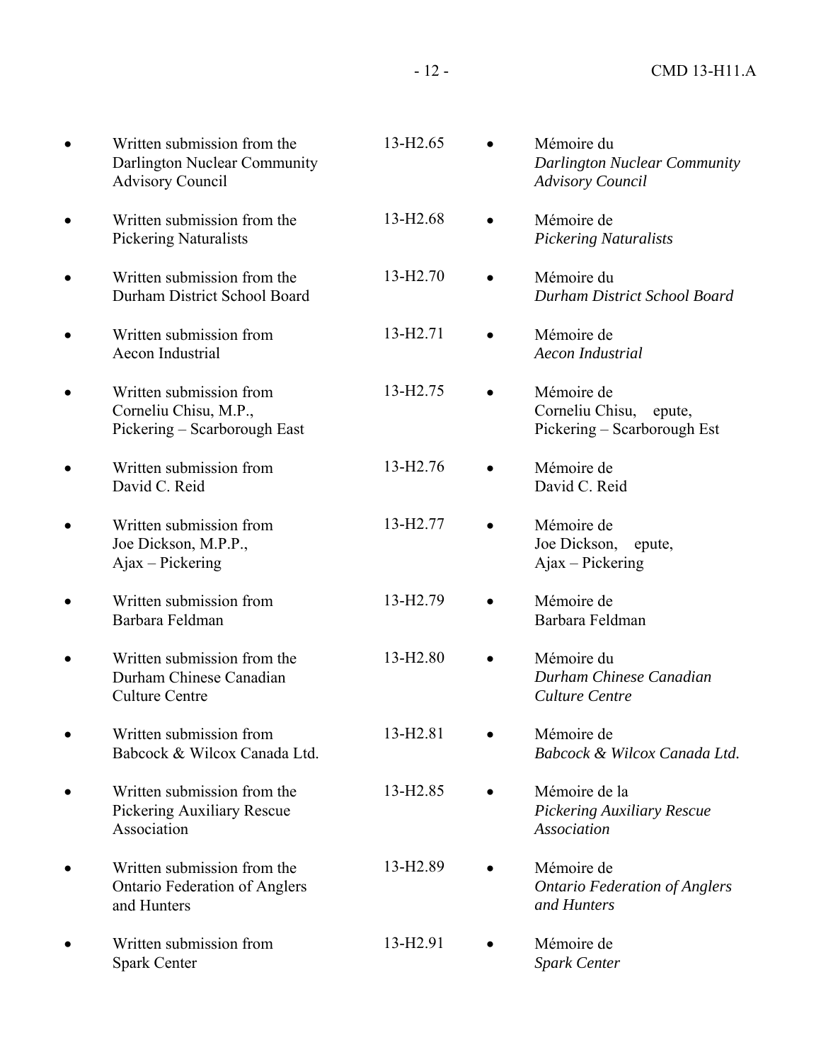| | | | |
|---|---|---|---|
| • Written submission from the Darlington Nuclear Community Advisory Council | 13-H2.65 | • Mémoire du *Darlington Nuclear Community Advisory Council* |
| • Written submission from the Pickering Naturalists | 13-H2.68 | • Mémoire de *Pickering Naturalists* |
| • Written submission from the Durham District School Board | 13-H2.70 | • Mémoire du *Durham District School Board* |
| • Written submission from Aecon Industrial | 13-H2.71 | • Mémoire de *Aecon Industrial* |
| • Written submission from Corneliu Chisu, M.P., Pickering – Scarborough East | 13-H2.75 | • Mémoire de Corneliu Chisu, epute, Pickering – Scarborough Est |
| • Written submission from David C. Reid | 13-H2.76 | • Mémoire de David C. Reid |
| • Written submission from Joe Dickson, M.P.P., Ajax – Pickering | 13-H2.77 | • Mémoire de Joe Dickson, epute, Ajax – Pickering |
| • Written submission from Barbara Feldman | 13-H2.79 | • Mémoire de Barbara Feldman |
| • Written submission from the Durham Chinese Canadian Culture Centre | 13-H2.80 | • Mémoire du *Durham Chinese Canadian Culture Centre* |
| • Written submission from Babcock & Wilcox Canada Ltd. | 13-H2.81 | • Mémoire de *Babcock & Wilcox Canada Ltd.* |
| • Written submission from the Pickering Auxiliary Rescue Association | 13-H2.85 | • Mémoire de la *Pickering Auxiliary Rescue Association* |
| • Written submission from the Ontario Federation of Anglers and Hunters | 13-H2.89 | • Mémoire de *Ontario Federation of Anglers and Hunters* |
| • Written submission from Spark Center | 13-H2.91 | • Mémoire de *Spark Center* |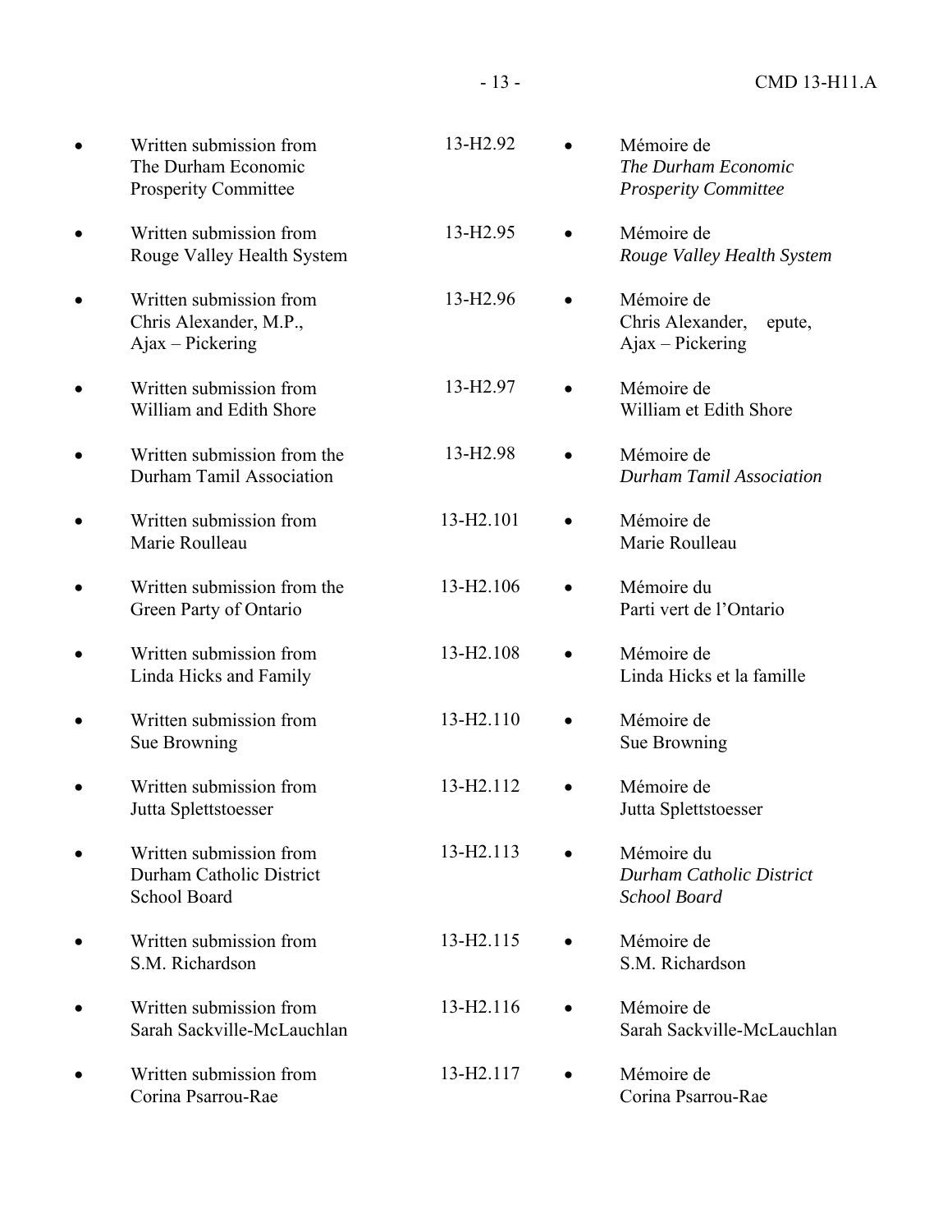| | | | |
|---|---|---|---|
| • Written submission from The Durham Economic Prosperity Committee | 13-H2.92 | • Mémoire de *The Durham Economic Prosperity Committee* |
| • Written submission from Rouge Valley Health System | 13-H2.95 | • Mémoire de *Rouge Valley Health System* |
| • Written submission from Chris Alexander, M.P., Ajax – Pickering | 13-H2.96 | • Mémoire de Chris Alexander, epute, Ajax – Pickering |
| • Written submission from William and Edith Shore | 13-H2.97 | • Mémoire de William et Edith Shore |
| • Written submission from the Durham Tamil Association | 13-H2.98 | • Mémoire de *Durham Tamil Association* |
| • Written submission from Marie Roulleau | 13-H2.101 | • Mémoire de Marie Roulleau |
| • Written submission from the Green Party of Ontario | 13-H2.106 | • Mémoire du Parti vert de l'Ontario |
| • Written submission from Linda Hicks and Family | 13-H2.108 | • Mémoire de Linda Hicks et la famille |
| • Written submission from Sue Browning | 13-H2.110 | • Mémoire de Sue Browning |
| • Written submission from Jutta Splettstoesser | 13-H2.112 | • Mémoire de Jutta Splettstoesser |
| • Written submission from Durham Catholic District School Board | 13-H2.113 | • Mémoire du *Durham Catholic District School Board* |
| • Written submission from S.M. Richardson | 13-H2.115 | • Mémoire de S.M. Richardson |
| • Written submission from Sarah Sackville-McLauchlan | 13-H2.116 | • Mémoire de Sarah Sackville-McLauchlan |
| • Written submission from Corina Psarrou-Rae | 13-H2.117 | • Mémoire de Corina Psarrou-Rae |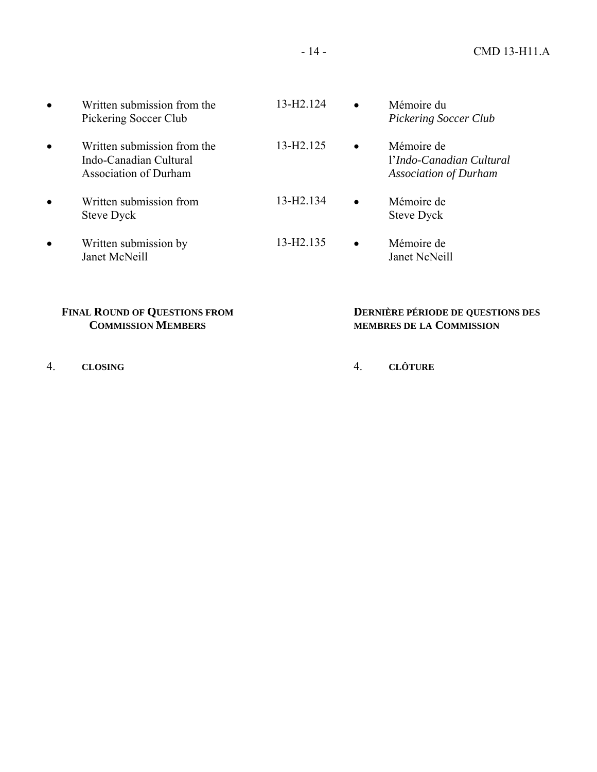- Written submission from the Pickering Soccer Club — 13-H2.124 — Mémoire du *Pickering Soccer Club*

- Written submission from the Indo-Canadian Cultural Association of Durham — 13-H2.125 — Mémoire de l'*Indo-Canadian Cultural Association of Durham*

- Written submission from Steve Dyck — 13-H2.134 — Mémoire de Steve Dyck

- Written submission by Janet McNeill — 13-H2.135 — Mémoire de Janet NcNeill

**FINAL ROUND OF QUESTIONS FROM COMMISSION MEMBERS**

**DERNIÈRE PÉRIODE DE QUESTIONS DES MEMBRES DE LA COMMISSION**

4. **CLOSING**

4. **CLÔTURE**